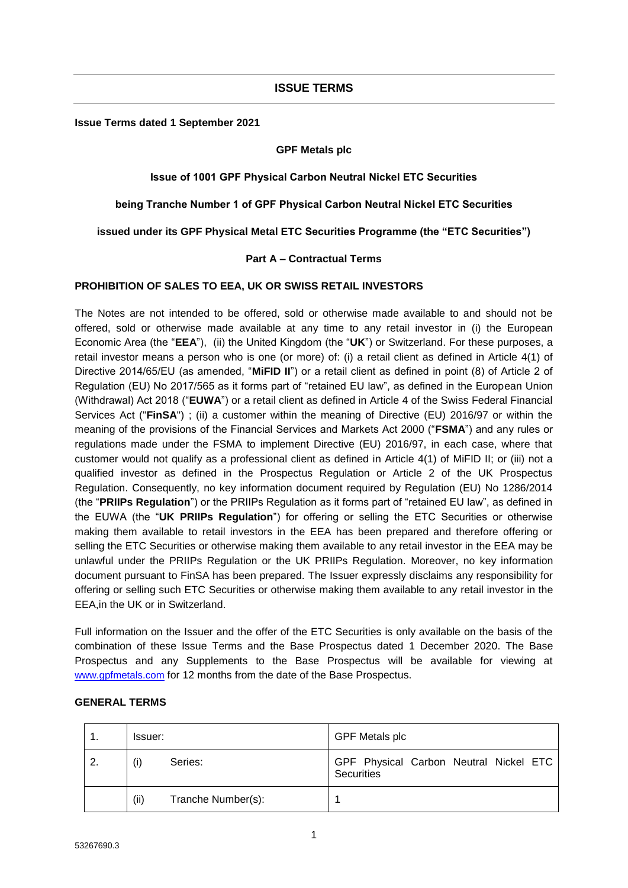## ISSUE TERMS

**Issue Terms dated 1 September 2021**

**GPF Metals plc**

**Issue of 1001 GPF Physical Carbon Neutral Nickel ETC Securities**

**being Tranche Number 1 of GPF Physical Carbon Neutral Nickel ETC Securities**

**issued under its GPF Physical Metal ETC Securities Programme (the "ETC Securities")**

**Part A – Contractual Terms**

**PROHIBITION OF SALES TO EEA, UK OR SWISS RETAIL INVESTORS**

The Notes are not intended to be offered, sold or otherwise made available to and should not be offered, sold or otherwise made available at any time to any retail investor in (i) the European Economic Area (the "**EEA**"), (ii) the United Kingdom (the "**UK**") or Switzerland. For these purposes, a retail investor means a person who is one (or more) of: (i) a retail client as defined in Article 4(1) of Directive 2014/65/EU (as amended, "**MiFID II**") or a retail client as defined in point (8) of Article 2 of Regulation (EU) No 2017/565 as it forms part of "retained EU law", as defined in the European Union (Withdrawal) Act 2018 ("**EUWA**") or a retail client as defined in Article 4 of the Swiss Federal Financial Services Act ("**FinSA**") ; (ii) a customer within the meaning of Directive (EU) 2016/97 or within the meaning of the provisions of the Financial Services and Markets Act 2000 ("**FSMA**") and any rules or regulations made under the FSMA to implement Directive (EU) 2016/97, in each case, where that customer would not qualify as a professional client as defined in Article 4(1) of MiFID II; or (iii) not a qualified investor as defined in the Prospectus Regulation or Article 2 of the UK Prospectus Regulation. Consequently, no key information document required by Regulation (EU) No 1286/2014 (the "**PRIIPs Regulation**") or the PRIIPs Regulation as it forms part of "retained EU law", as defined in the EUWA (the "**UK PRIIPs Regulation**") for offering or selling the ETC Securities or otherwise making them available to retail investors in the EEA has been prepared and therefore offering or selling the ETC Securities or otherwise making them available to any retail investor in the EEA may be unlawful under the PRIIPs Regulation or the UK PRIIPs Regulation. Moreover, no key information document pursuant to FinSA has been prepared. The Issuer expressly disclaims any responsibility for offering or selling such ETC Securities or otherwise making them available to any retail investor in the EEA,in the UK or in Switzerland.

Full information on the Issuer and the offer of the ETC Securities is only available on the basis of the combination of these Issue Terms and the Base Prospectus dated 1 December 2020. The Base Prospectus and any Supplements to the Base Prospectus will be available for viewing at www.gpfmetals.com for 12 months from the date of the Base Prospectus.

**GENERAL TERMS**

| | | | |
|---|---|---|---|
| 1. | Issuer: | | GPF Metals plc |
| 2. | (i) | Series: | GPF Physical Carbon Neutral Nickel ETC Securities |
| | (ii) | Tranche Number(s): | 1 |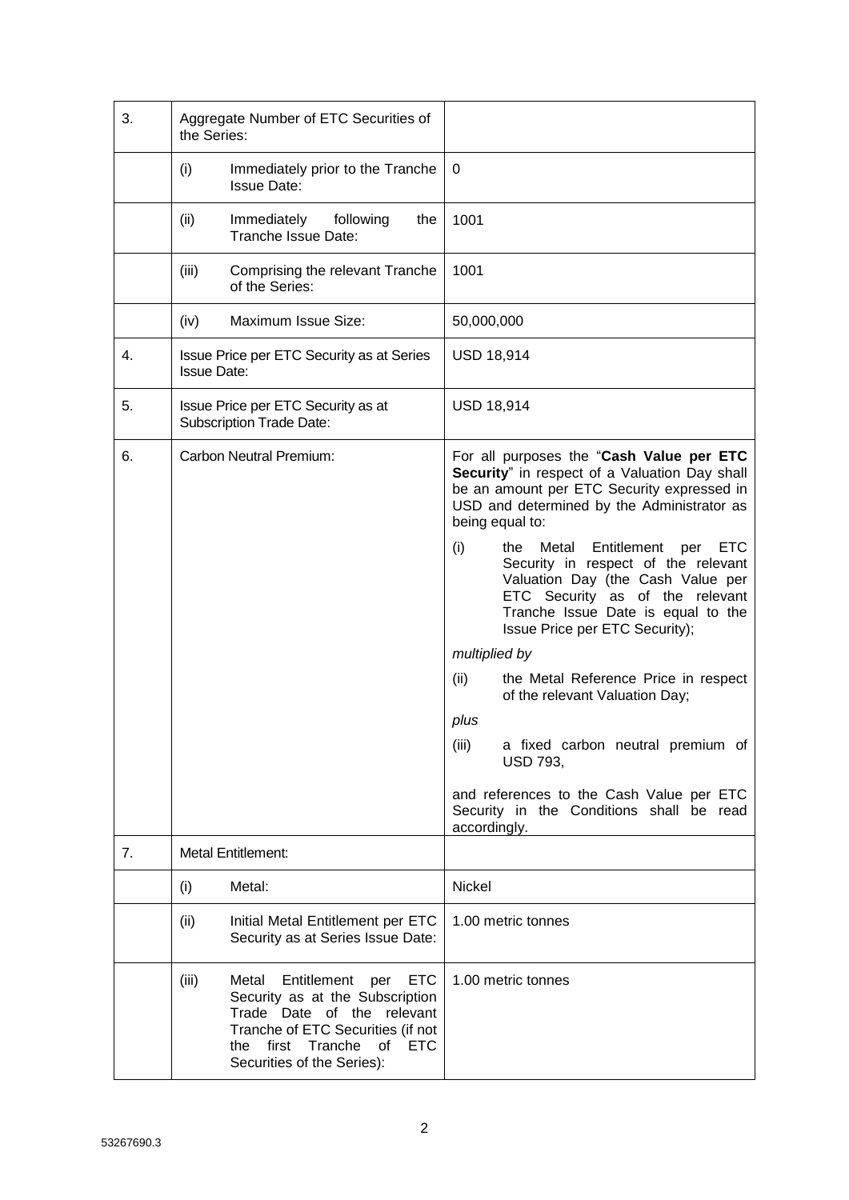| | | |
|---|---|---|
| 3. | Aggregate Number of ETC Securities of the Series: | |
| | (i) Immediately prior to the Tranche Issue Date: | 0 |
| | (ii) Immediately following the Tranche Issue Date: | 1001 |
| | (iii) Comprising the relevant Tranche of the Series: | 1001 |
| | (iv) Maximum Issue Size: | 50,000,000 |
| 4. | Issue Price per ETC Security as at Series Issue Date: | USD 18,914 |
| 5. | Issue Price per ETC Security as at Subscription Trade Date: | USD 18,914 |
| 6. | Carbon Neutral Premium: | For all purposes the "**Cash Value per ETC Security**" in respect of a Valuation Day shall be an amount per ETC Security expressed in USD and determined by the Administrator as being equal to:<br><br>(i) the Metal Entitlement per ETC Security in respect of the relevant Valuation Day (the Cash Value per ETC Security as of the relevant Tranche Issue Date is equal to the Issue Price per ETC Security);<br><br>*multiplied by*<br><br>(ii) the Metal Reference Price in respect of the relevant Valuation Day;<br><br>*plus*<br><br>(iii) a fixed carbon neutral premium of USD 793,<br><br>and references to the Cash Value per ETC Security in the Conditions shall be read accordingly. |
| 7. | Metal Entitlement: | |
| | (i) Metal: | Nickel |
| | (ii) Initial Metal Entitlement per ETC Security as at Series Issue Date: | 1.00 metric tonnes |
| | (iii) Metal Entitlement per ETC Security as at the Subscription Trade Date of the relevant Tranche of ETC Securities (if not the first Tranche of ETC Securities of the Series): | 1.00 metric tonnes |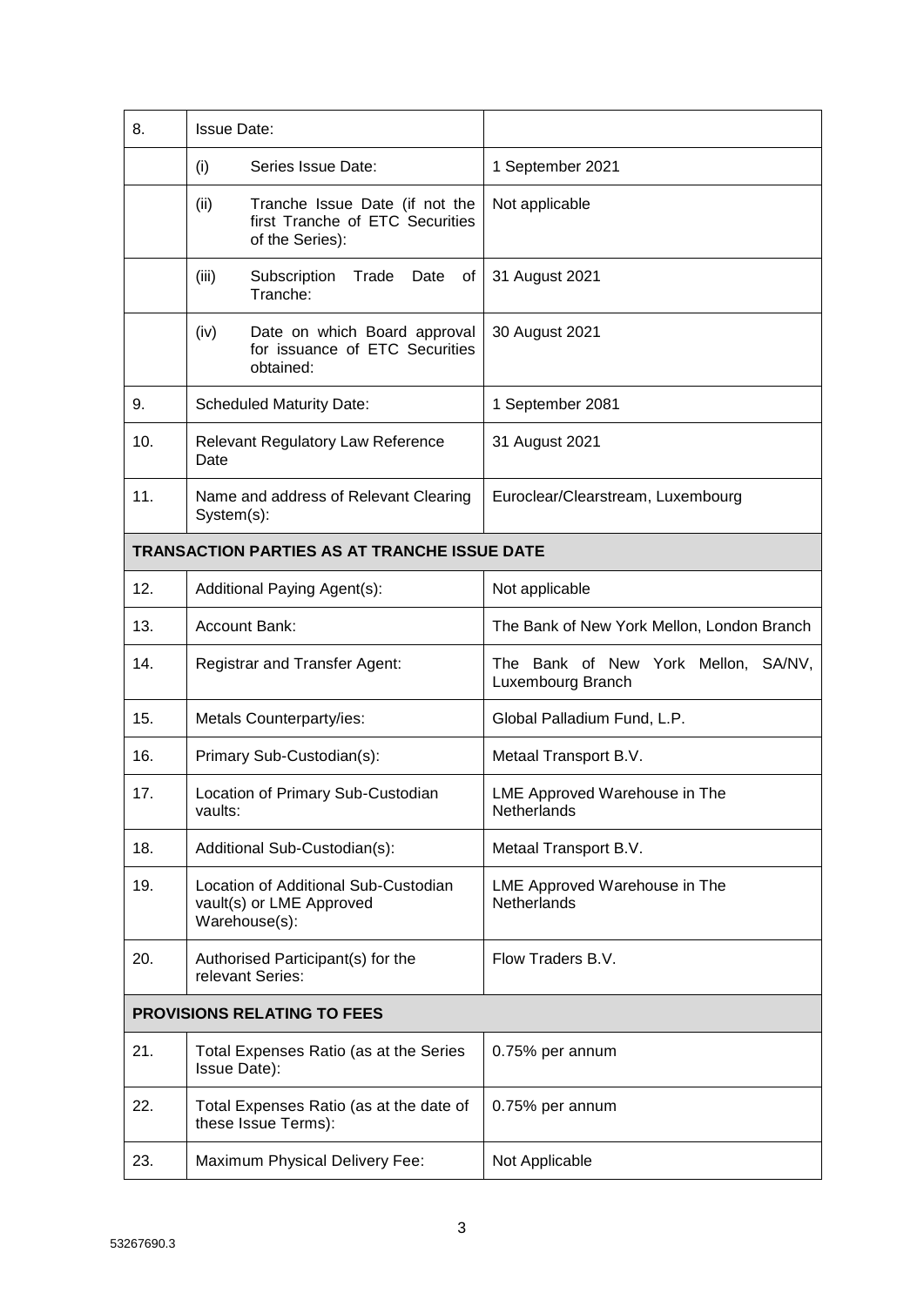| | | |
|---|---|---|
| 8. | Issue Date: | |
| | (i) Series Issue Date: | 1 September 2021 |
| | (ii) Tranche Issue Date (if not the first Tranche of ETC Securities of the Series): | Not applicable |
| | (iii) Subscription Trade Date of Tranche: | 31 August 2021 |
| | (iv) Date on which Board approval for issuance of ETC Securities obtained: | 30 August 2021 |
| 9. | Scheduled Maturity Date: | 1 September 2081 |
| 10. | Relevant Regulatory Law Reference Date | 31 August 2021 |
| 11. | Name and address of Relevant Clearing System(s): | Euroclear/Clearstream, Luxembourg |
| **TRANSACTION PARTIES AS AT TRANCHE ISSUE DATE** | | |
| 12. | Additional Paying Agent(s): | Not applicable |
| 13. | Account Bank: | The Bank of New York Mellon, London Branch |
| 14. | Registrar and Transfer Agent: | The Bank of New York Mellon, SA/NV, Luxembourg Branch |
| 15. | Metals Counterparty/ies: | Global Palladium Fund, L.P. |
| 16. | Primary Sub-Custodian(s): | Metaal Transport B.V. |
| 17. | Location of Primary Sub-Custodian vaults: | LME Approved Warehouse in The Netherlands |
| 18. | Additional Sub-Custodian(s): | Metaal Transport B.V. |
| 19. | Location of Additional Sub-Custodian vault(s) or LME Approved Warehouse(s): | LME Approved Warehouse in The Netherlands |
| 20. | Authorised Participant(s) for the relevant Series: | Flow Traders B.V. |
| **PROVISIONS RELATING TO FEES** | | |
| 21. | Total Expenses Ratio (as at the Series Issue Date): | 0.75% per annum |
| 22. | Total Expenses Ratio (as at the date of these Issue Terms): | 0.75% per annum |
| 23. | Maximum Physical Delivery Fee: | Not Applicable |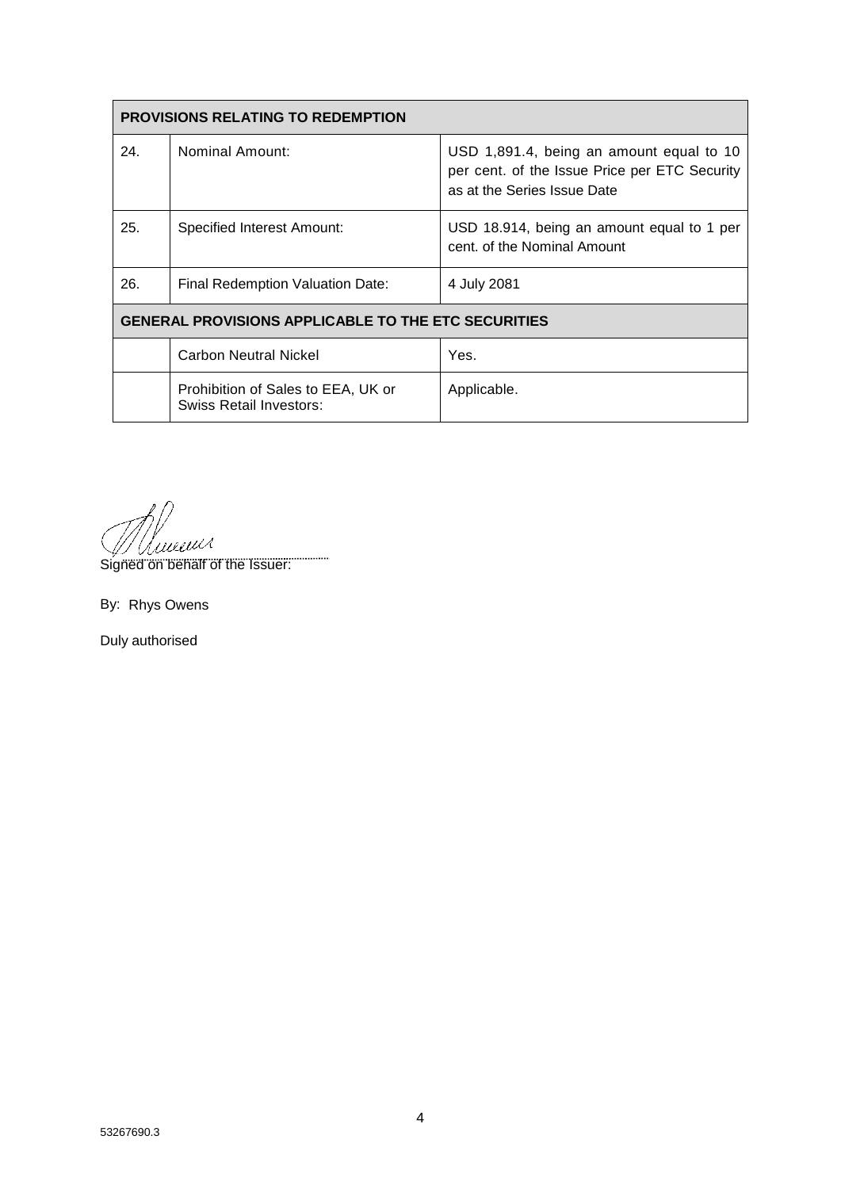| PROVISIONS RELATING TO REDEMPTION | | |
|---|---|---|
| 24. | Nominal Amount: | USD 1,891.4, being an amount equal to 10 per cent. of the Issue Price per ETC Security as at the Series Issue Date |
| 25. | Specified Interest Amount: | USD 18.914, being an amount equal to 1 per cent. of the Nominal Amount |
| 26. | Final Redemption Valuation Date: | 4 July 2081 |
| **GENERAL PROVISIONS APPLICABLE TO THE ETC SECURITIES** | | |
| | Carbon Neutral Nickel | Yes. |
| | Prohibition of Sales to EEA, UK or Swiss Retail Investors: | Applicable. |

Signed on behalf of the Issuer:

By: Rhys Owens

Duly authorised

53267690.3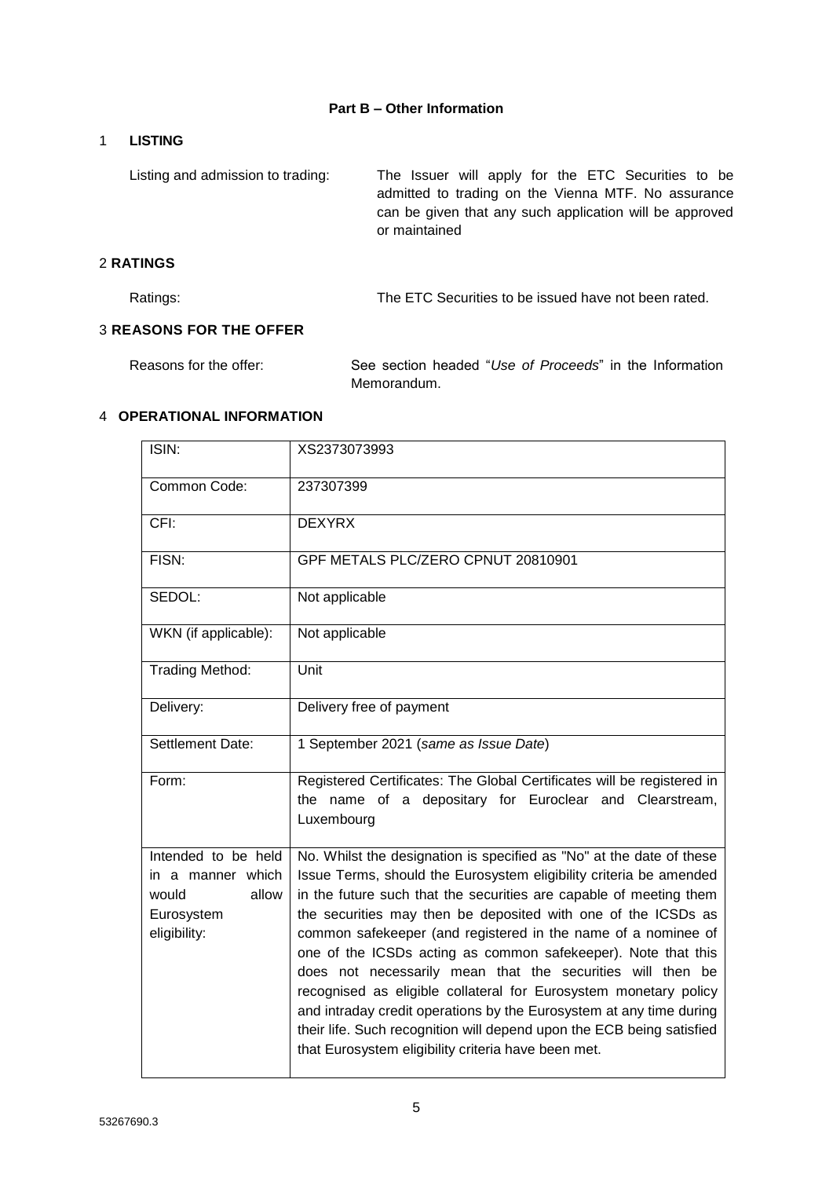## Part B – Other Information

### 1 LISTING

Listing and admission to trading: The Issuer will apply for the ETC Securities to be admitted to trading on the Vienna MTF. No assurance can be given that any such application will be approved or maintained

### 2 RATINGS

Ratings: The ETC Securities to be issued have not been rated.

### 3 REASONS FOR THE OFFER

Reasons for the offer: See section headed "*Use of Proceeds*" in the Information Memorandum.

### 4 OPERATIONAL INFORMATION

| | |
|---|---|
| ISIN: | XS2373073993 |
| Common Code: | 237307399 |
| CFI: | DEXYRX |
| FISN: | GPF METALS PLC/ZERO CPNUT 20810901 |
| SEDOL: | Not applicable |
| WKN (if applicable): | Not applicable |
| Trading Method: | Unit |
| Delivery: | Delivery free of payment |
| Settlement Date: | 1 September 2021 (*same as Issue Date*) |
| Form: | Registered Certificates: The Global Certificates will be registered in the name of a depositary for Euroclear and Clearstream, Luxembourg |
| Intended to be held in a manner which would allow Eurosystem eligibility: | No. Whilst the designation is specified as "No" at the date of these Issue Terms, should the Eurosystem eligibility criteria be amended in the future such that the securities are capable of meeting them the securities may then be deposited with one of the ICSDs as common safekeeper (and registered in the name of a nominee of one of the ICSDs acting as common safekeeper). Note that this does not necessarily mean that the securities will then be recognised as eligible collateral for Eurosystem monetary policy and intraday credit operations by the Eurosystem at any time during their life. Such recognition will depend upon the ECB being satisfied that Eurosystem eligibility criteria have been met. |

53267690.3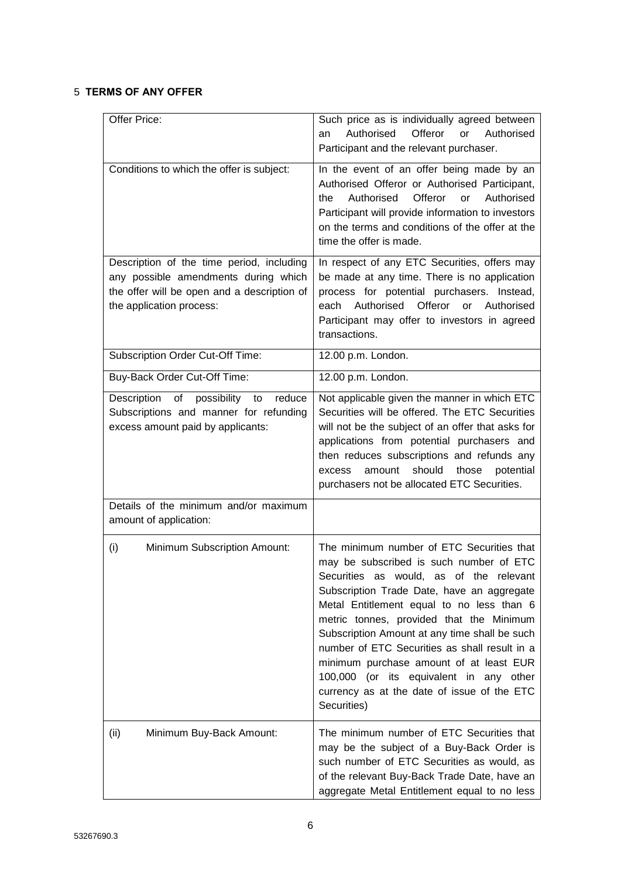## 5 TERMS OF ANY OFFER

| | |
|---|---|
| Offer Price: | Such price as is individually agreed between an Authorised Offeror or Authorised Participant and the relevant purchaser. |
| Conditions to which the offer is subject: | In the event of an offer being made by an Authorised Offeror or Authorised Participant, the Authorised Offeror or Authorised Participant will provide information to investors on the terms and conditions of the offer at the time the offer is made. |
| Description of the time period, including any possible amendments during which the offer will be open and a description of the application process: | In respect of any ETC Securities, offers may be made at any time. There is no application process for potential purchasers. Instead, each Authorised Offeror or Authorised Participant may offer to investors in agreed transactions. |
| Subscription Order Cut-Off Time: | 12.00 p.m. London. |
| Buy-Back Order Cut-Off Time: | 12.00 p.m. London. |
| Description of possibility to reduce Subscriptions and manner for refunding excess amount paid by applicants: | Not applicable given the manner in which ETC Securities will be offered. The ETC Securities will not be the subject of an offer that asks for applications from potential purchasers and then reduces subscriptions and refunds any excess amount should those potential purchasers not be allocated ETC Securities. |
| Details of the minimum and/or maximum amount of application: | |
| (i) Minimum Subscription Amount: | The minimum number of ETC Securities that may be subscribed is such number of ETC Securities as would, as of the relevant Subscription Trade Date, have an aggregate Metal Entitlement equal to no less than 6 metric tonnes, provided that the Minimum Subscription Amount at any time shall be such number of ETC Securities as shall result in a minimum purchase amount of at least EUR 100,000 (or its equivalent in any other currency as at the date of issue of the ETC Securities) |
| (ii) Minimum Buy-Back Amount: | The minimum number of ETC Securities that may be the subject of a Buy-Back Order is such number of ETC Securities as would, as of the relevant Buy-Back Trade Date, have an aggregate Metal Entitlement equal to no less |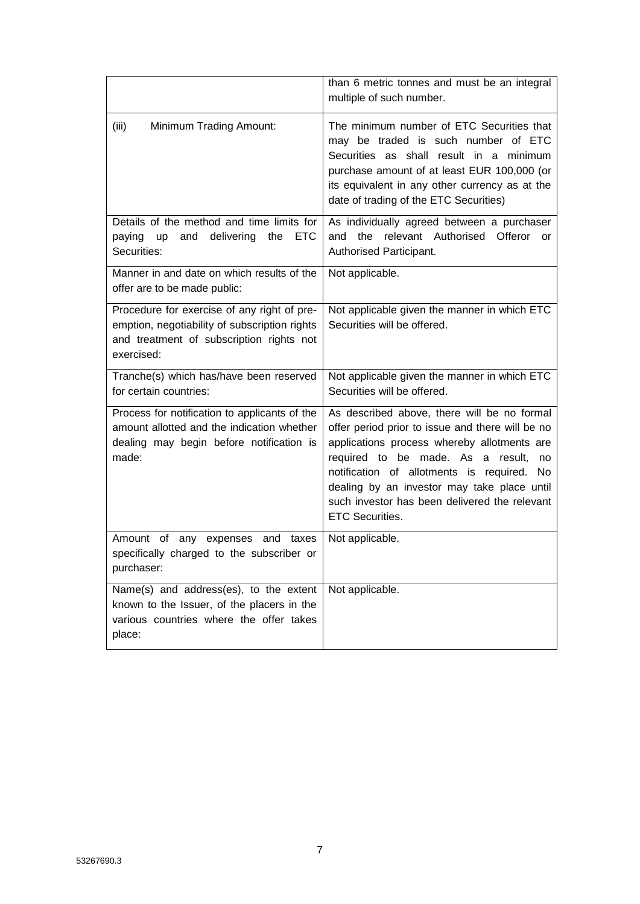| | |
|---|---|
| | than 6 metric tonnes and must be an integral multiple of such number. |
| (iii) Minimum Trading Amount: | The minimum number of ETC Securities that may be traded is such number of ETC Securities as shall result in a minimum purchase amount of at least EUR 100,000 (or its equivalent in any other currency as at the date of trading of the ETC Securities) |
| Details of the method and time limits for paying up and delivering the ETC Securities: | As individually agreed between a purchaser and the relevant Authorised Offeror or Authorised Participant. |
| Manner in and date on which results of the offer are to be made public: | Not applicable. |
| Procedure for exercise of any right of pre-emption, negotiability of subscription rights and treatment of subscription rights not exercised: | Not applicable given the manner in which ETC Securities will be offered. |
| Tranche(s) which has/have been reserved for certain countries: | Not applicable given the manner in which ETC Securities will be offered. |
| Process for notification to applicants of the amount allotted and the indication whether dealing may begin before notification is made: | As described above, there will be no formal offer period prior to issue and there will be no applications process whereby allotments are required to be made. As a result, no notification of allotments is required. No dealing by an investor may take place until such investor has been delivered the relevant ETC Securities. |
| Amount of any expenses and taxes specifically charged to the subscriber or purchaser: | Not applicable. |
| Name(s) and address(es), to the extent known to the Issuer, of the placers in the various countries where the offer takes place: | Not applicable. |

53267690.3